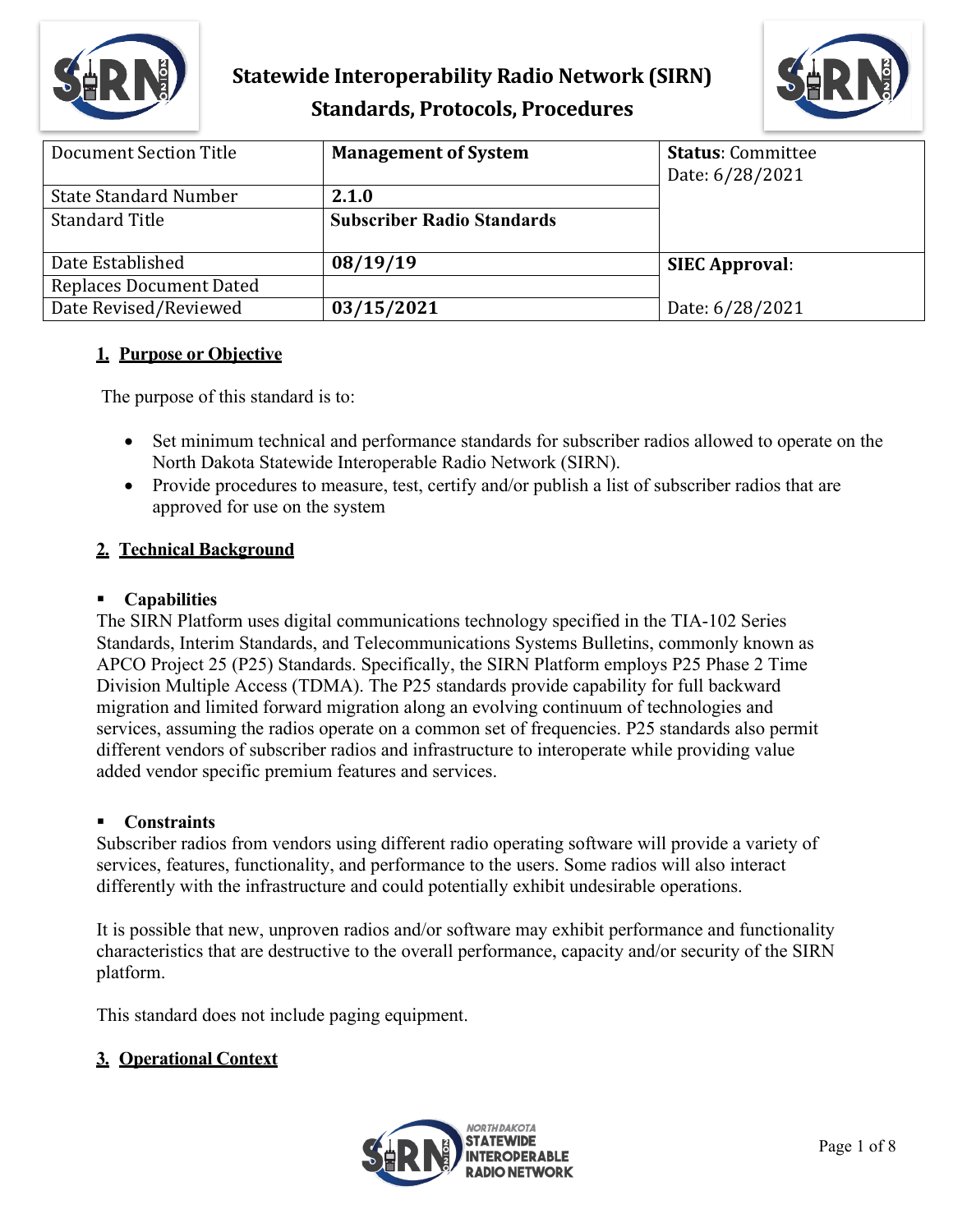# Statewide Interoperability Radio Network (SIRN)
## Standards, Protocols, Procedures

| Document Section Title | **Management of System** | **Status**: Committee Date: 6/28/2021 |
|---|---|---|
| State Standard Number | **2.1.0** | |
| Standard Title | **Subscriber Radio Standards** | |
| Date Established | **08/19/19** | **SIEC Approval**: |
| Replaces Document Dated | | |
| Date Revised/Reviewed | **03/15/2021** | Date: 6/28/2021 |

### 1. Purpose or Objective

The purpose of this standard is to:

- Set minimum technical and performance standards for subscriber radios allowed to operate on the North Dakota Statewide Interoperable Radio Network (SIRN).
- Provide procedures to measure, test, certify and/or publish a list of subscriber radios that are approved for use on the system

### 2. Technical Background

- **Capabilities**

The SIRN Platform uses digital communications technology specified in the TIA-102 Series Standards, Interim Standards, and Telecommunications Systems Bulletins, commonly known as APCO Project 25 (P25) Standards. Specifically, the SIRN Platform employs P25 Phase 2 Time Division Multiple Access (TDMA). The P25 standards provide capability for full backward migration and limited forward migration along an evolving continuum of technologies and services, assuming the radios operate on a common set of frequencies. P25 standards also permit different vendors of subscriber radios and infrastructure to interoperate while providing value added vendor specific premium features and services.

- **Constraints**

Subscriber radios from vendors using different radio operating software will provide a variety of services, features, functionality, and performance to the users. Some radios will also interact differently with the infrastructure and could potentially exhibit undesirable operations.

It is possible that new, unproven radios and/or software may exhibit performance and functionality characteristics that are destructive to the overall performance, capacity and/or security of the SIRN platform.

This standard does not include paging equipment.

### 3. Operational Context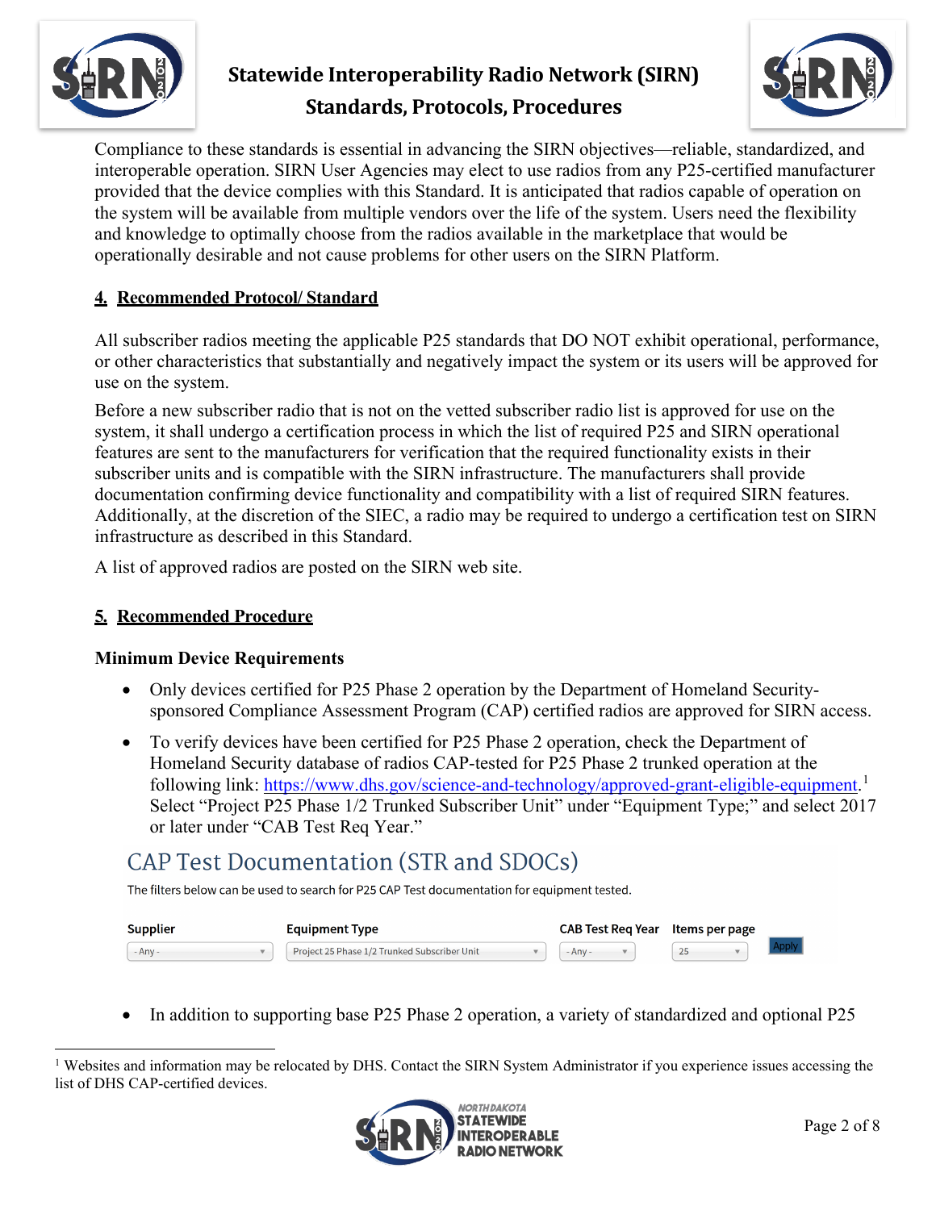Compliance to these standards is essential in advancing the SIRN objectives—reliable, standardized, and interoperable operation. SIRN User Agencies may elect to use radios from any P25-certified manufacturer provided that the device complies with this Standard. It is anticipated that radios capable of operation on the system will be available from multiple vendors over the life of the system. Users need the flexibility and knowledge to optimally choose from the radios available in the marketplace that would be operationally desirable and not cause problems for other users on the SIRN Platform.

## 4. Recommended Protocol/ Standard

All subscriber radios meeting the applicable P25 standards that DO NOT exhibit operational, performance, or other characteristics that substantially and negatively impact the system or its users will be approved for use on the system.

Before a new subscriber radio that is not on the vetted subscriber radio list is approved for use on the system, it shall undergo a certification process in which the list of required P25 and SIRN operational features are sent to the manufacturers for verification that the required functionality exists in their subscriber units and is compatible with the SIRN infrastructure. The manufacturers shall provide documentation confirming device functionality and compatibility with a list of required SIRN features. Additionally, at the discretion of the SIEC, a radio may be required to undergo a certification test on SIRN infrastructure as described in this Standard.

A list of approved radios are posted on the SIRN web site.

## 5. Recommended Procedure

### Minimum Device Requirements

- Only devices certified for P25 Phase 2 operation by the Department of Homeland Security-sponsored Compliance Assessment Program (CAP) certified radios are approved for SIRN access.
- To verify devices have been certified for P25 Phase 2 operation, check the Department of Homeland Security database of radios CAP-tested for P25 Phase 2 trunked operation at the following link: https://www.dhs.gov/science-and-technology/approved-grant-eligible-equipment.[1] Select “Project P25 Phase 1/2 Trunked Subscriber Unit” under “Equipment Type;” and select 2017 or later under “CAB Test Req Year.”

CAP Test Documentation (STR and SDOCs)

The filters below can be used to search for P25 CAP Test documentation for equipment tested.

| Supplier | Equipment Type | CAB Test Req Year | Items per page | |
|---|---|---|---|---|
| - Any - | Project 25 Phase 1/2 Trunked Subscriber Unit | - Any - | 25 | Apply |

- In addition to supporting base P25 Phase 2 operation, a variety of standardized and optional P25

[1] Websites and information may be relocated by DHS. Contact the SIRN System Administrator if you experience issues accessing the list of DHS CAP-certified devices.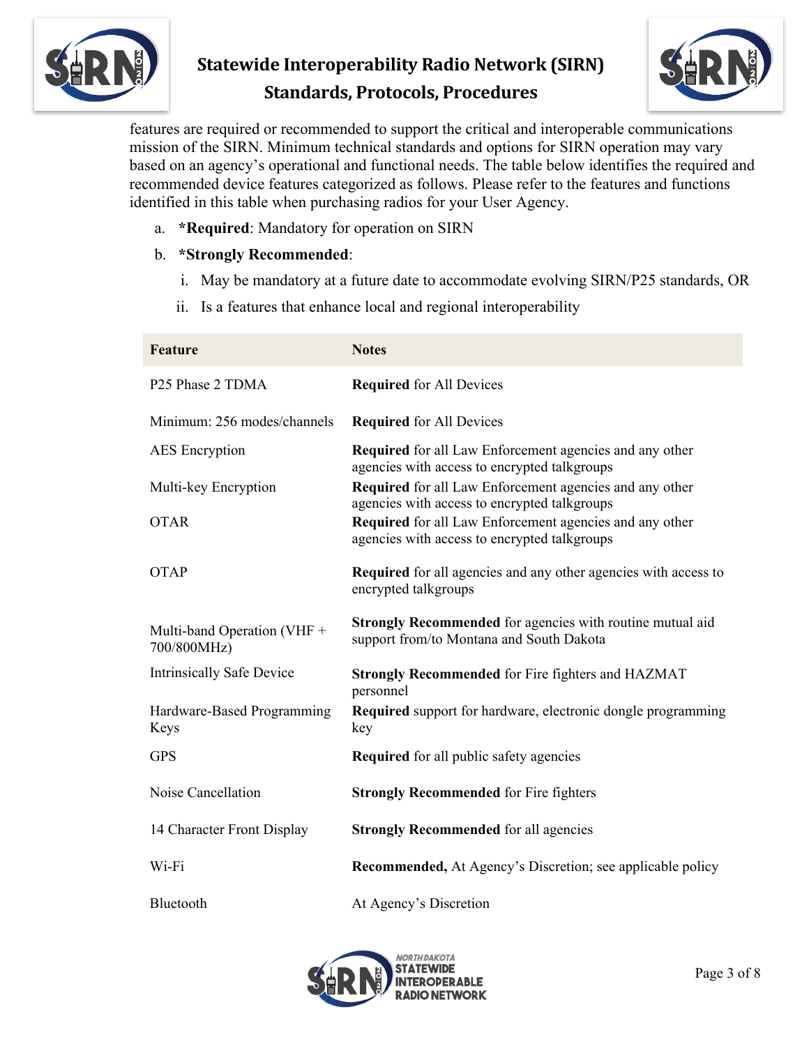features are required or recommended to support the critical and interoperable communications mission of the SIRN. Minimum technical standards and options for SIRN operation may vary based on an agency's operational and functional needs. The table below identifies the required and recommended device features categorized as follows. Please refer to the features and functions identified in this table when purchasing radios for your User Agency.

a. ***Required**: Mandatory for operation on SIRN

b. ***Strongly Recommended**:

   i. May be mandatory at a future date to accommodate evolving SIRN/P25 standards, OR

   ii. Is a features that enhance local and regional interoperability

| Feature | Notes |
|---|---|
| P25 Phase 2 TDMA | **Required** for All Devices |
| Minimum: 256 modes/channels | **Required** for All Devices |
| AES Encryption | **Required** for all Law Enforcement agencies and any other agencies with access to encrypted talkgroups |
| Multi-key Encryption | **Required** for all Law Enforcement agencies and any other agencies with access to encrypted talkgroups |
| OTAR | **Required** for all Law Enforcement agencies and any other agencies with access to encrypted talkgroups |
| OTAP | **Required** for all agencies and any other agencies with access to encrypted talkgroups |
| Multi-band Operation (VHF + 700/800MHz) | **Strongly Recommended** for agencies with routine mutual aid support from/to Montana and South Dakota |
| Intrinsically Safe Device | **Strongly Recommended** for Fire fighters and HAZMAT personnel |
| Hardware-Based Programming Keys | **Required** support for hardware, electronic dongle programming key |
| GPS | **Required** for all public safety agencies |
| Noise Cancellation | **Strongly Recommended** for Fire fighters |
| 14 Character Front Display | **Strongly Recommended** for all agencies |
| Wi-Fi | **Recommended,** At Agency's Discretion; see applicable policy |
| Bluetooth | At Agency's Discretion |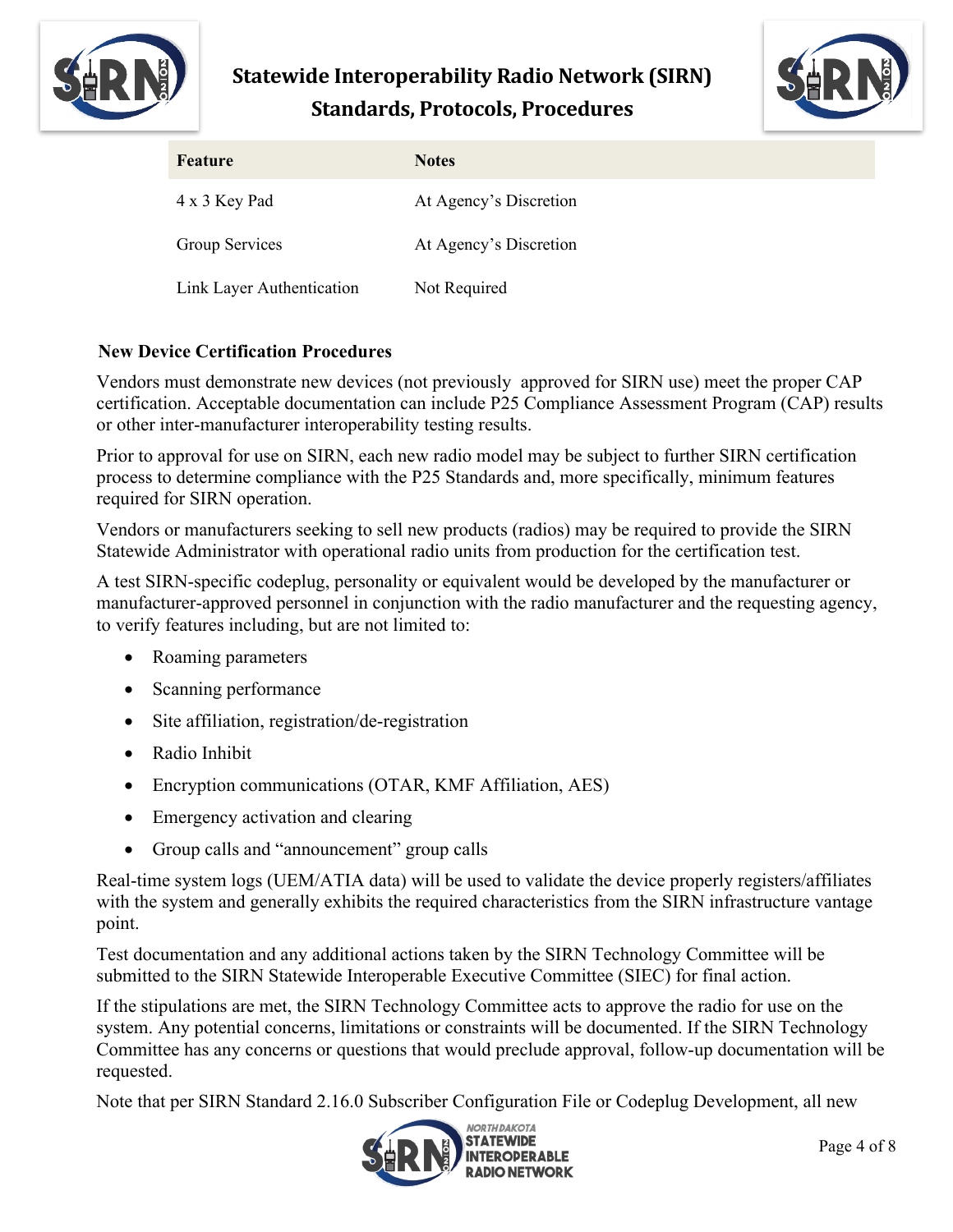| Feature | Notes |
|---|---|
| 4 x 3 Key Pad | At Agency's Discretion |
| Group Services | At Agency's Discretion |
| Link Layer Authentication | Not Required |

**New Device Certification Procedures**

Vendors must demonstrate new devices (not previously approved for SIRN use) meet the proper CAP certification. Acceptable documentation can include P25 Compliance Assessment Program (CAP) results or other inter-manufacturer interoperability testing results.

Prior to approval for use on SIRN, each new radio model may be subject to further SIRN certification process to determine compliance with the P25 Standards and, more specifically, minimum features required for SIRN operation.

Vendors or manufacturers seeking to sell new products (radios) may be required to provide the SIRN Statewide Administrator with operational radio units from production for the certification test.

A test SIRN-specific codeplug, personality or equivalent would be developed by the manufacturer or manufacturer-approved personnel in conjunction with the radio manufacturer and the requesting agency, to verify features including, but are not limited to:

- Roaming parameters
- Scanning performance
- Site affiliation, registration/de-registration
- Radio Inhibit
- Encryption communications (OTAR, KMF Affiliation, AES)
- Emergency activation and clearing
- Group calls and "announcement" group calls

Real-time system logs (UEM/ATIA data) will be used to validate the device properly registers/affiliates with the system and generally exhibits the required characteristics from the SIRN infrastructure vantage point.

Test documentation and any additional actions taken by the SIRN Technology Committee will be submitted to the SIRN Statewide Interoperable Executive Committee (SIEC) for final action.

If the stipulations are met, the SIRN Technology Committee acts to approve the radio for use on the system. Any potential concerns, limitations or constraints will be documented. If the SIRN Technology Committee has any concerns or questions that would preclude approval, follow-up documentation will be requested.

Note that per SIRN Standard 2.16.0 Subscriber Configuration File or Codeplug Development, all new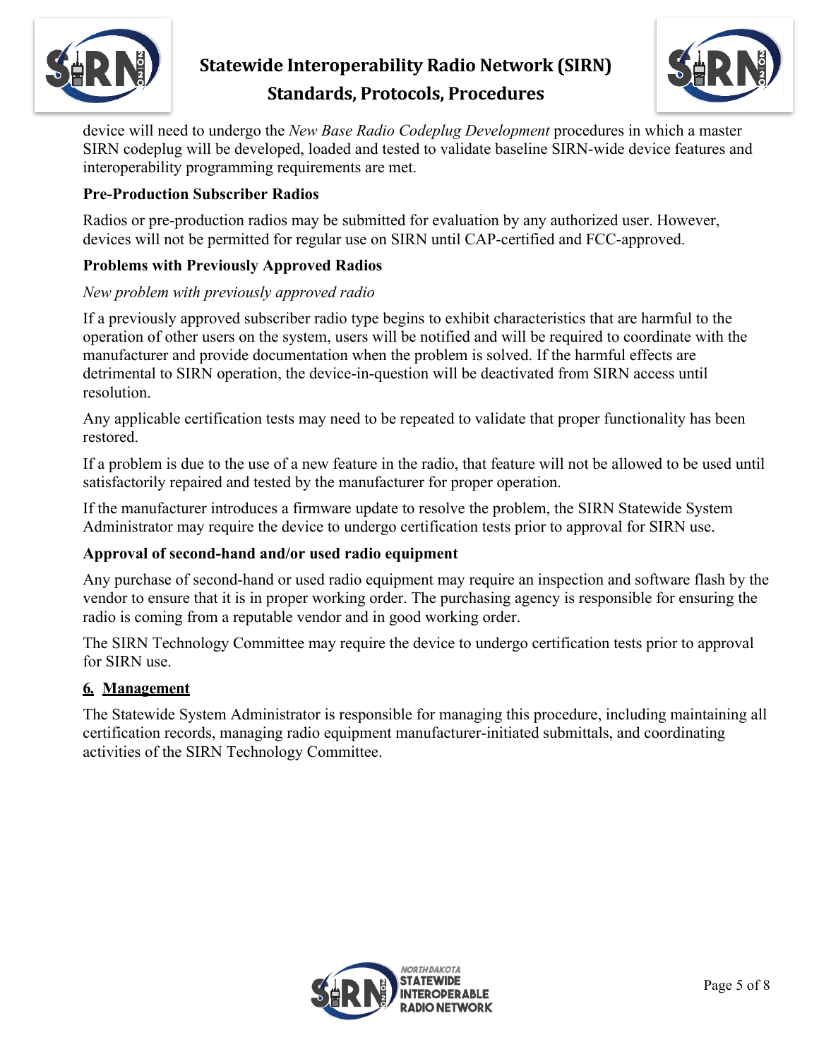device will need to undergo the *New Base Radio Codeplug Development* procedures in which a master SIRN codeplug will be developed, loaded and tested to validate baseline SIRN-wide device features and interoperability programming requirements are met.

### Pre-Production Subscriber Radios

Radios or pre-production radios may be submitted for evaluation by any authorized user. However, devices will not be permitted for regular use on SIRN until CAP-certified and FCC-approved.

### Problems with Previously Approved Radios

*New problem with previously approved radio*

If a previously approved subscriber radio type begins to exhibit characteristics that are harmful to the operation of other users on the system, users will be notified and will be required to coordinate with the manufacturer and provide documentation when the problem is solved. If the harmful effects are detrimental to SIRN operation, the device-in-question will be deactivated from SIRN access until resolution.

Any applicable certification tests may need to be repeated to validate that proper functionality has been restored.

If a problem is due to the use of a new feature in the radio, that feature will not be allowed to be used until satisfactorily repaired and tested by the manufacturer for proper operation.

If the manufacturer introduces a firmware update to resolve the problem, the SIRN Statewide System Administrator may require the device to undergo certification tests prior to approval for SIRN use.

### Approval of second-hand and/or used radio equipment

Any purchase of second-hand or used radio equipment may require an inspection and software flash by the vendor to ensure that it is in proper working order. The purchasing agency is responsible for ensuring the radio is coming from a reputable vendor and in good working order.

The SIRN Technology Committee may require the device to undergo certification tests prior to approval for SIRN use.

## 6. Management

The Statewide System Administrator is responsible for managing this procedure, including maintaining all certification records, managing radio equipment manufacturer-initiated submittals, and coordinating activities of the SIRN Technology Committee.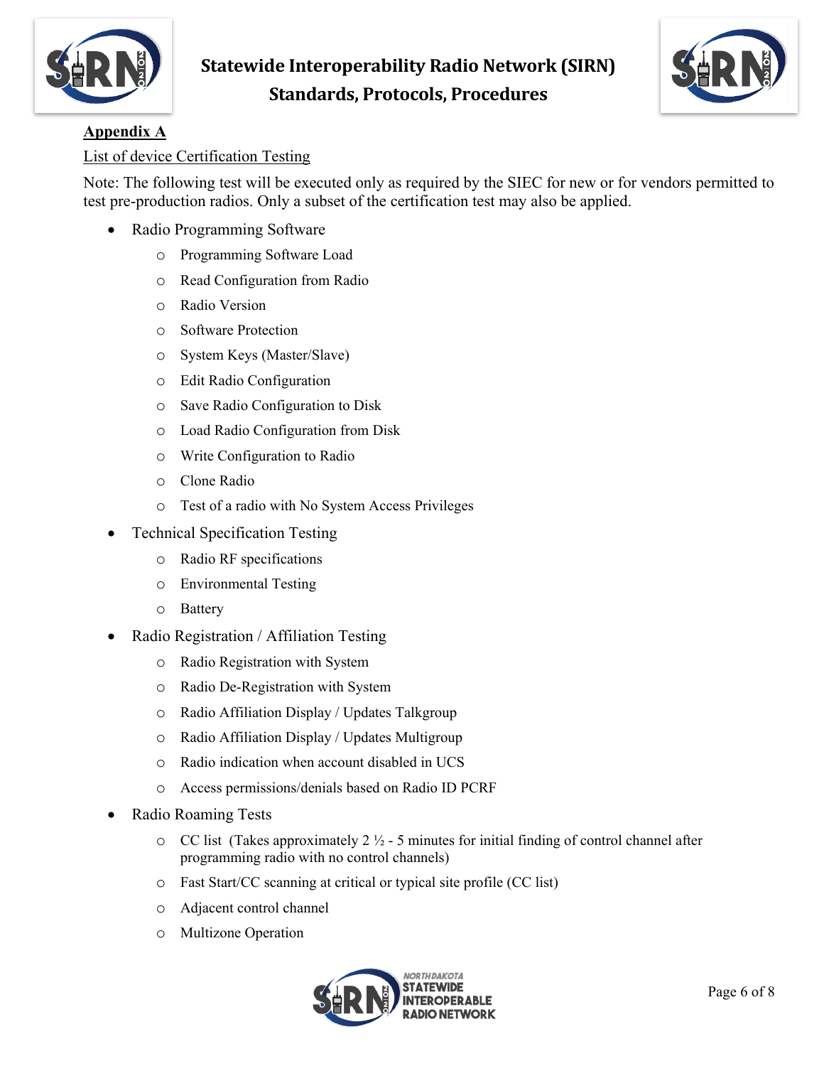**Appendix A**

List of device Certification Testing

Note: The following test will be executed only as required by the SIEC for new or for vendors permitted to test pre-production radios. Only a subset of the certification test may also be applied.

- Radio Programming Software
  - Programming Software Load
  - Read Configuration from Radio
  - Radio Version
  - Software Protection
  - System Keys (Master/Slave)
  - Edit Radio Configuration
  - Save Radio Configuration to Disk
  - Load Radio Configuration from Disk
  - Write Configuration to Radio
  - Clone Radio
  - Test of a radio with No System Access Privileges
- Technical Specification Testing
  - Radio RF specifications
  - Environmental Testing
  - Battery
- Radio Registration / Affiliation Testing
  - Radio Registration with System
  - Radio De-Registration with System
  - Radio Affiliation Display / Updates Talkgroup
  - Radio Affiliation Display / Updates Multigroup
  - Radio indication when account disabled in UCS
  - Access permissions/denials based on Radio ID PCRF
- Radio Roaming Tests
  - CC list (Takes approximately 2 ½ - 5 minutes for initial finding of control channel after programming radio with no control channels)
  - Fast Start/CC scanning at critical or typical site profile (CC list)
  - Adjacent control channel
  - Multizone Operation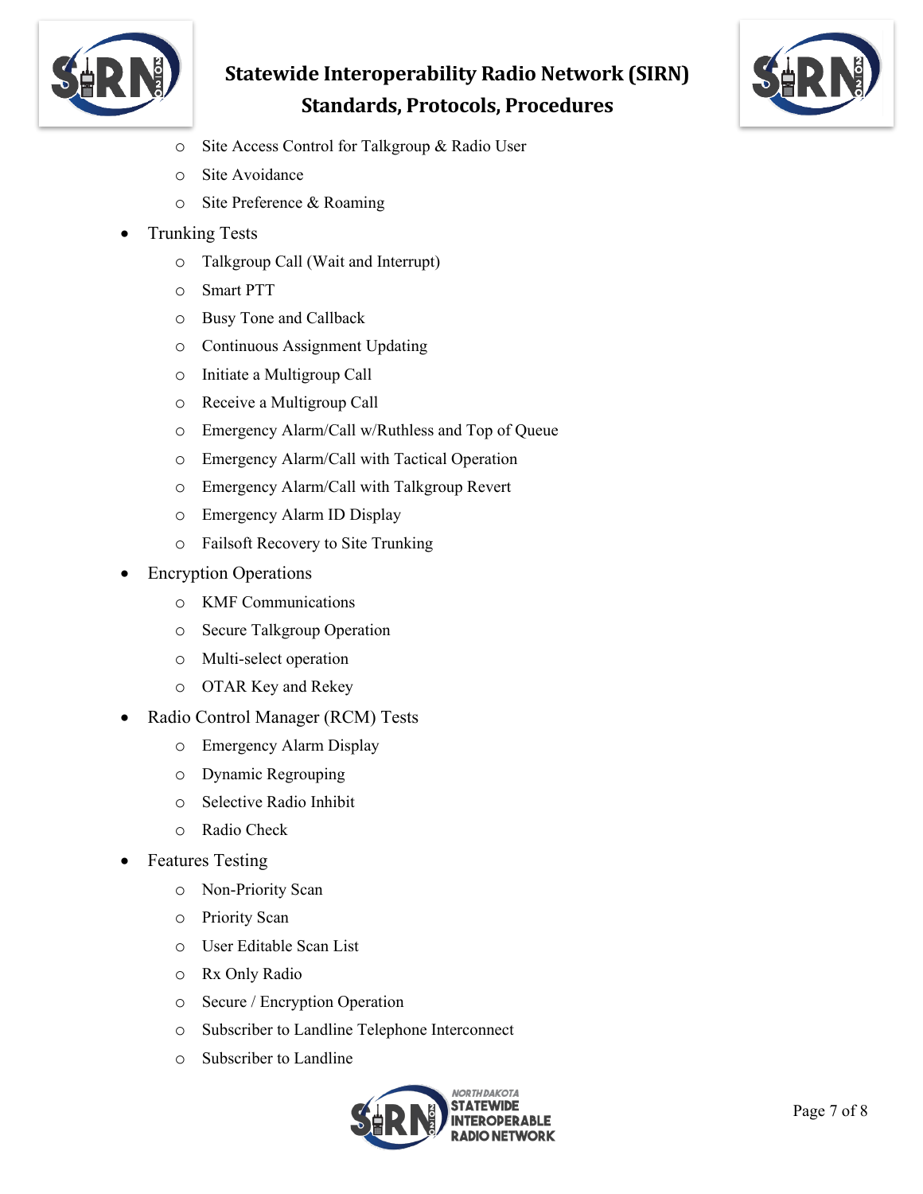- Site Access Control for Talkgroup & Radio User
    - Site Avoidance
    - Site Preference & Roaming
- Trunking Tests
    - Talkgroup Call (Wait and Interrupt)
    - Smart PTT
    - Busy Tone and Callback
    - Continuous Assignment Updating
    - Initiate a Multigroup Call
    - Receive a Multigroup Call
    - Emergency Alarm/Call w/Ruthless and Top of Queue
    - Emergency Alarm/Call with Tactical Operation
    - Emergency Alarm/Call with Talkgroup Revert
    - Emergency Alarm ID Display
    - Failsoft Recovery to Site Trunking
- Encryption Operations
    - KMF Communications
    - Secure Talkgroup Operation
    - Multi-select operation
    - OTAR Key and Rekey
- Radio Control Manager (RCM) Tests
    - Emergency Alarm Display
    - Dynamic Regrouping
    - Selective Radio Inhibit
    - Radio Check
- Features Testing
    - Non-Priority Scan
    - Priority Scan
    - User Editable Scan List
    - Rx Only Radio
    - Secure / Encryption Operation
    - Subscriber to Landline Telephone Interconnect
    - Subscriber to Landline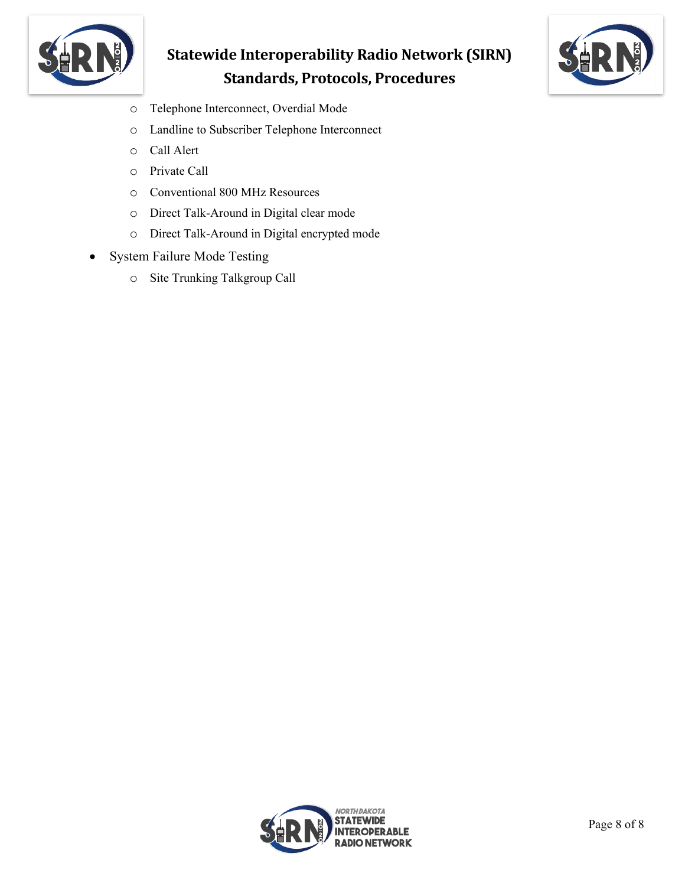- Telephone Interconnect, Overdial Mode
  - Landline to Subscriber Telephone Interconnect
  - Call Alert
  - Private Call
  - Conventional 800 MHz Resources
  - Direct Talk-Around in Digital clear mode
  - Direct Talk-Around in Digital encrypted mode
- System Failure Mode Testing
  - Site Trunking Talkgroup Call